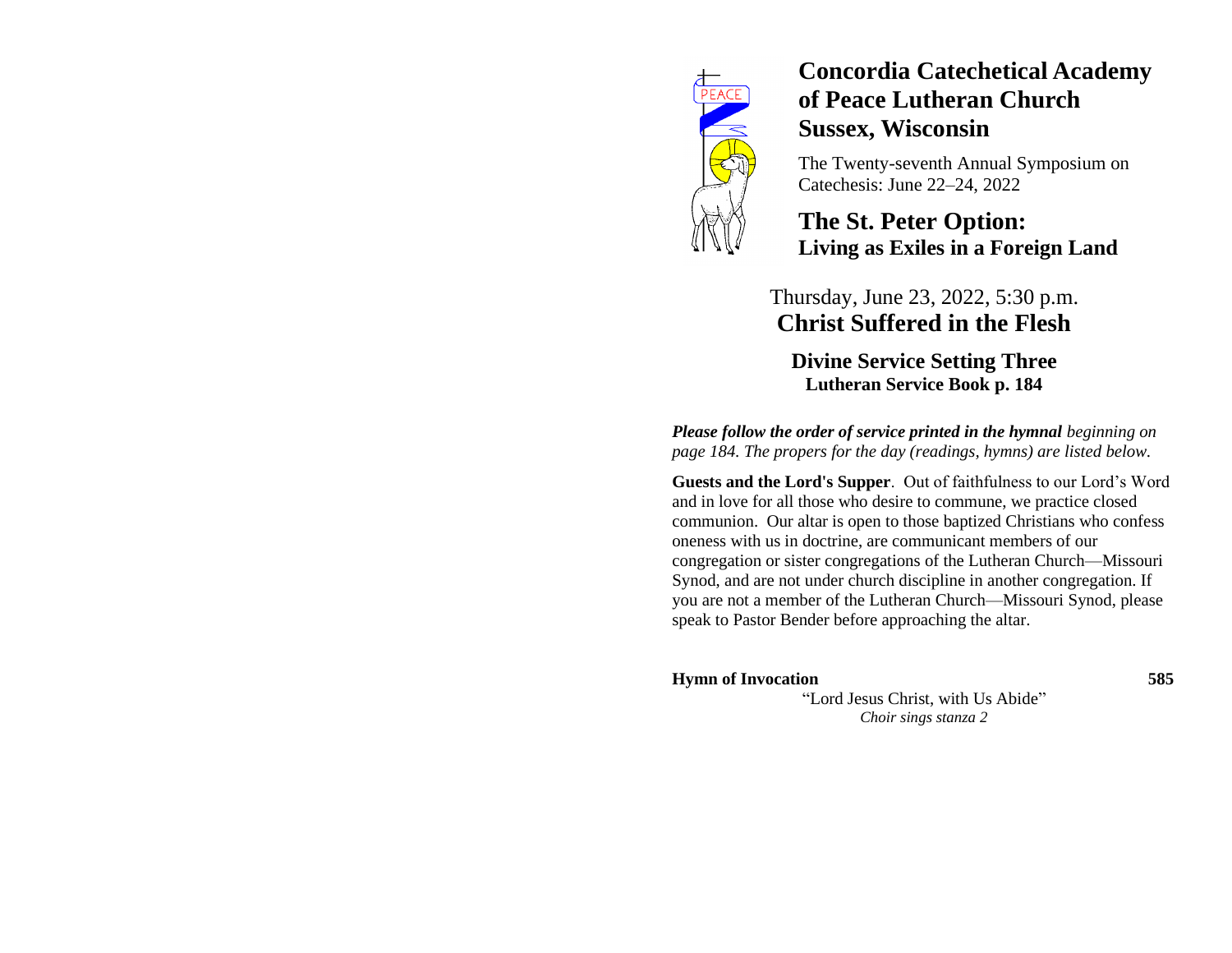# Concordia Catechetical Academy of Peace Lutheran Church Sussex, Wisconsin

The Twenty-seventh Annual Symposium on Catechesis: June 22–24, 2022

## The St. Peter Option: Living as Exiles in a Foreign Land

Thursday, June 23, 2022, 5:30 p.m.

## Christ Suffered in the Flesh

### Divine Service Setting Three

**Lutheran Service Book p. 184**

***Please follow the order of service printed in the hymnal*** *beginning on page 184. The propers for the day (readings, hymns) are listed below.*

**Guests and the Lord's Supper**. Out of faithfulness to our Lord's Word and in love for all those who desire to commune, we practice closed communion. Our altar is open to those baptized Christians who confess oneness with us in doctrine, are communicant members of our congregation or sister congregations of the Lutheran Church—Missouri Synod, and are not under church discipline in another congregation. If you are not a member of the Lutheran Church—Missouri Synod, please speak to Pastor Bender before approaching the altar.

**Hymn of Invocation** **585**

"Lord Jesus Christ, with Us Abide"

*Choir sings stanza 2*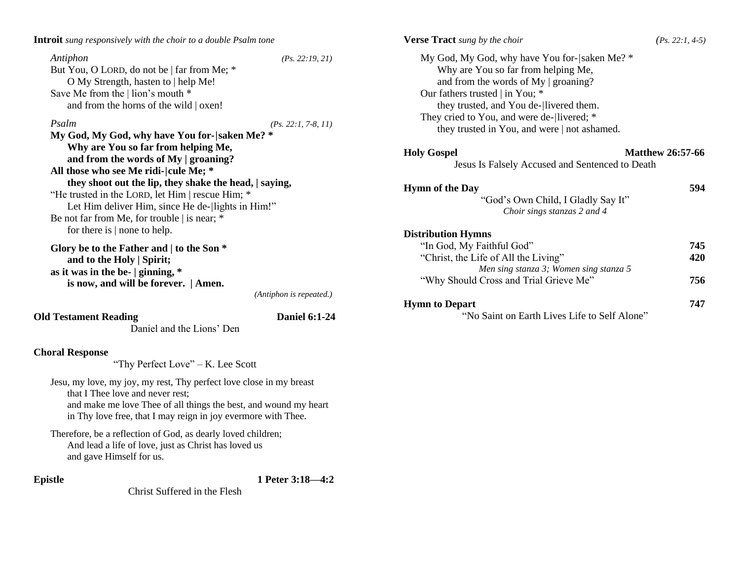**Introit** *sung responsively with the choir to a double Psalm tone*

*Antiphon* *(Ps. 22:19, 21)*

But You, O LORD, do not be | far from Me; *
O My Strength, hasten to | help Me!
Save Me from the | lion's mouth *
and from the horns of the wild | oxen!

*Psalm* *(Ps. 22:1, 7-8, 11)*

**My God, My God, why have You for-|saken Me? ***
**Why are You so far from helping Me,**
**and from the words of My | groaning?**
**All those who see Me ridi-|cule Me; ***
**they shoot out the lip, they shake the head, | saying,**
"He trusted in the LORD, let Him | rescue Him; *
Let Him deliver Him, since He de-|lights in Him!"
Be not far from Me, for trouble | is near; *
for there is | none to help.

**Glory be to the Father and | to the Son ***
**and to the Holy | Spirit;**
**as it was in the be- | ginning, ***
**is now, and will be forever. | Amen.**

*(Antiphon is repeated.)*

**Old Testament Reading** **Daniel 6:1-24**

Daniel and the Lions' Den

**Choral Response**

"Thy Perfect Love" – K. Lee Scott

Jesu, my love, my joy, my rest, Thy perfect love close in my breast
that I Thee love and never rest;
and make me love Thee of all things the best, and wound my heart
in Thy love free, that I may reign in joy evermore with Thee.

Therefore, be a reflection of God, as dearly loved children;
And lead a life of love, just as Christ has loved us
and gave Himself for us.

**Epistle** **1 Peter 3:18—4:2**

Christ Suffered in the Flesh

**Verse Tract** *sung by the choir* *(Ps. 22:1, 4-5)*

My God, My God, why have You for-|saken Me? *
Why are You so far from helping Me,
and from the words of My | groaning?
Our fathers trusted | in You; *
they trusted, and You de-|livered them.
They cried to You, and were de-|livered; *
they trusted in You, and were | not ashamed.

**Holy Gospel** **Matthew 26:57-66**

Jesus Is Falsely Accused and Sentenced to Death

**Hymn of the Day** **594**

"God's Own Child, I Gladly Say It"
*Choir sings stanzas 2 and 4*

**Distribution Hymns**

"In God, My Faithful God" **745**
"Christ, the Life of All the Living" **420**
*Men sing stanza 3; Women sing stanza 5*
"Why Should Cross and Trial Grieve Me" **756**

**Hymn to Depart** **747**

"No Saint on Earth Lives Life to Self Alone"